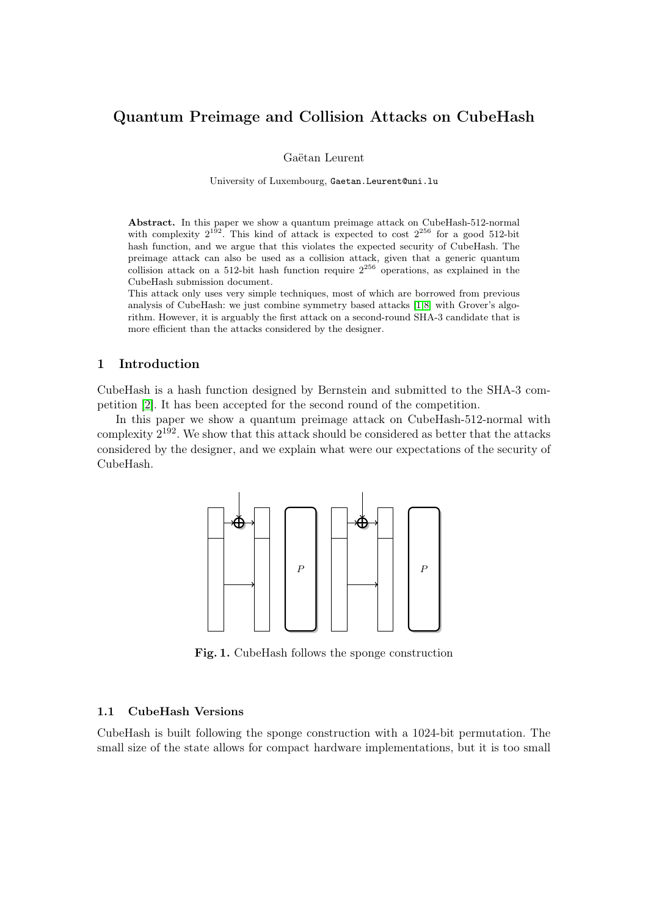# Quantum Preimage and Collision Attacks on CubeHash

Gaëtan Leurent

University of Luxembourg, Gaetan.Leurent@uni.lu

**Abstract.** In this paper we show a quantum preimage attack on CubeHash-512-normal with complexity $2^{192}$. This kind of attack is expected to cost $2^{256}$ for a good 512-bit hash function, and we argue that this violates the expected security of CubeHash. The preimage attack can also be used as a collision attack, given that a generic quantum collision attack on a 512-bit hash function require $2^{256}$ operations, as explained in the CubeHash submission document.

This attack only uses very simple techniques, most of which are borrowed from previous analysis of CubeHash: we just combine symmetry based attacks [1,8] with Grover's algorithm. However, it is arguably the first attack on a second-round SHA-3 candidate that is more efficient than the attacks considered by the designer.

## 1 Introduction

CubeHash is a hash function designed by Bernstein and submitted to the SHA-3 competition [2]. It has been accepted for the second round of the competition.

In this paper we show a quantum preimage attack on CubeHash-512-normal with complexity $2^{192}$. We show that this attack should be considered as better that the attacks considered by the designer, and we explain what were our expectations of the security of CubeHash.

**Fig. 1.** CubeHash follows the sponge construction

### 1.1 CubeHash Versions

CubeHash is built following the sponge construction with a 1024-bit permutation. The small size of the state allows for compact hardware implementations, but it is too small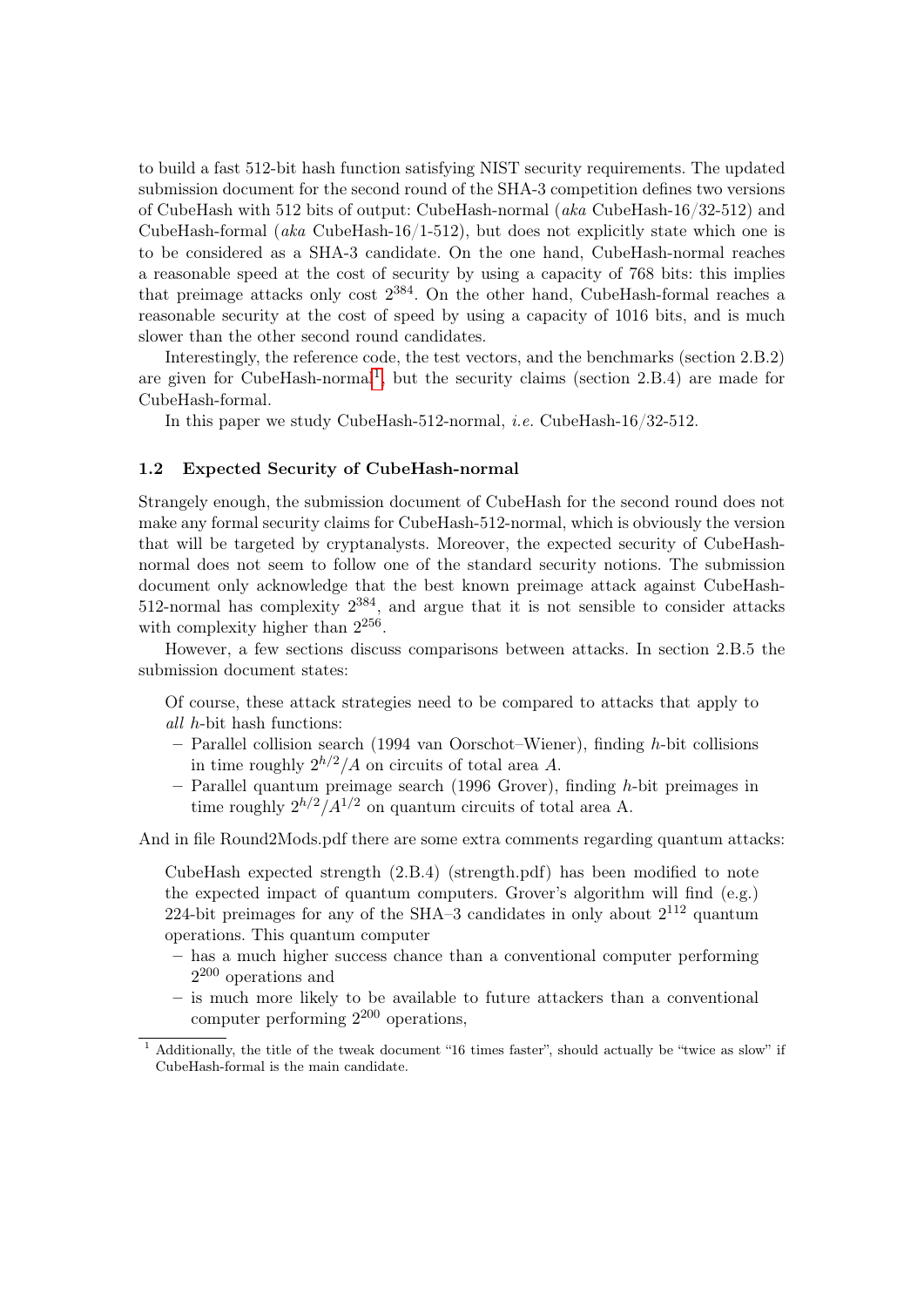to build a fast 512-bit hash function satisfying NIST security requirements. The updated submission document for the second round of the SHA-3 competition defines two versions of CubeHash with 512 bits of output: CubeHash-normal (*aka* CubeHash-16/32-512) and CubeHash-formal (*aka* CubeHash-16/1-512), but does not explicitly state which one is to be considered as a SHA-3 candidate. On the one hand, CubeHash-normal reaches a reasonable speed at the cost of security by using a capacity of 768 bits: this implies that preimage attacks only cost $2^{384}$. On the other hand, CubeHash-formal reaches a reasonable security at the cost of speed by using a capacity of 1016 bits, and is much slower than the other second round candidates.

Interestingly, the reference code, the test vectors, and the benchmarks (section 2.B.2) are given for CubeHash-normal[1], but the security claims (section 2.B.4) are made for CubeHash-formal.

In this paper we study CubeHash-512-normal, *i.e.* CubeHash-16/32-512.

### 1.2 Expected Security of CubeHash-normal

Strangely enough, the submission document of CubeHash for the second round does not make any formal security claims for CubeHash-512-normal, which is obviously the version that will be targeted by cryptanalysts. Moreover, the expected security of CubeHash-normal does not seem to follow one of the standard security notions. The submission document only acknowledge that the best known preimage attack against CubeHash-512-normal has complexity $2^{384}$, and argue that it is not sensible to consider attacks with complexity higher than $2^{256}$.

However, a few sections discuss comparisons between attacks. In section 2.B.5 the submission document states:

> Of course, these attack strategies need to be compared to attacks that apply to *all* $h$-bit hash functions:
> - Parallel collision search (1994 van Oorschot–Wiener), finding $h$-bit collisions in time roughly $2^{h/2}/A$ on circuits of total area $A$.
> - Parallel quantum preimage search (1996 Grover), finding $h$-bit preimages in time roughly $2^{h/2}/A^{1/2}$ on quantum circuits of total area A.

And in file Round2Mods.pdf there are some extra comments regarding quantum attacks:

> CubeHash expected strength (2.B.4) (strength.pdf) has been modified to note the expected impact of quantum computers. Grover's algorithm will find (e.g.) 224-bit preimages for any of the SHA–3 candidates in only about $2^{112}$ quantum operations. This quantum computer
> - has a much higher success chance than a conventional computer performing $2^{200}$ operations and
> - is much more likely to be available to future attackers than a conventional computer performing $2^{200}$ operations,

[1] Additionally, the title of the tweak document "16 times faster", should actually be "twice as slow" if CubeHash-formal is the main candidate.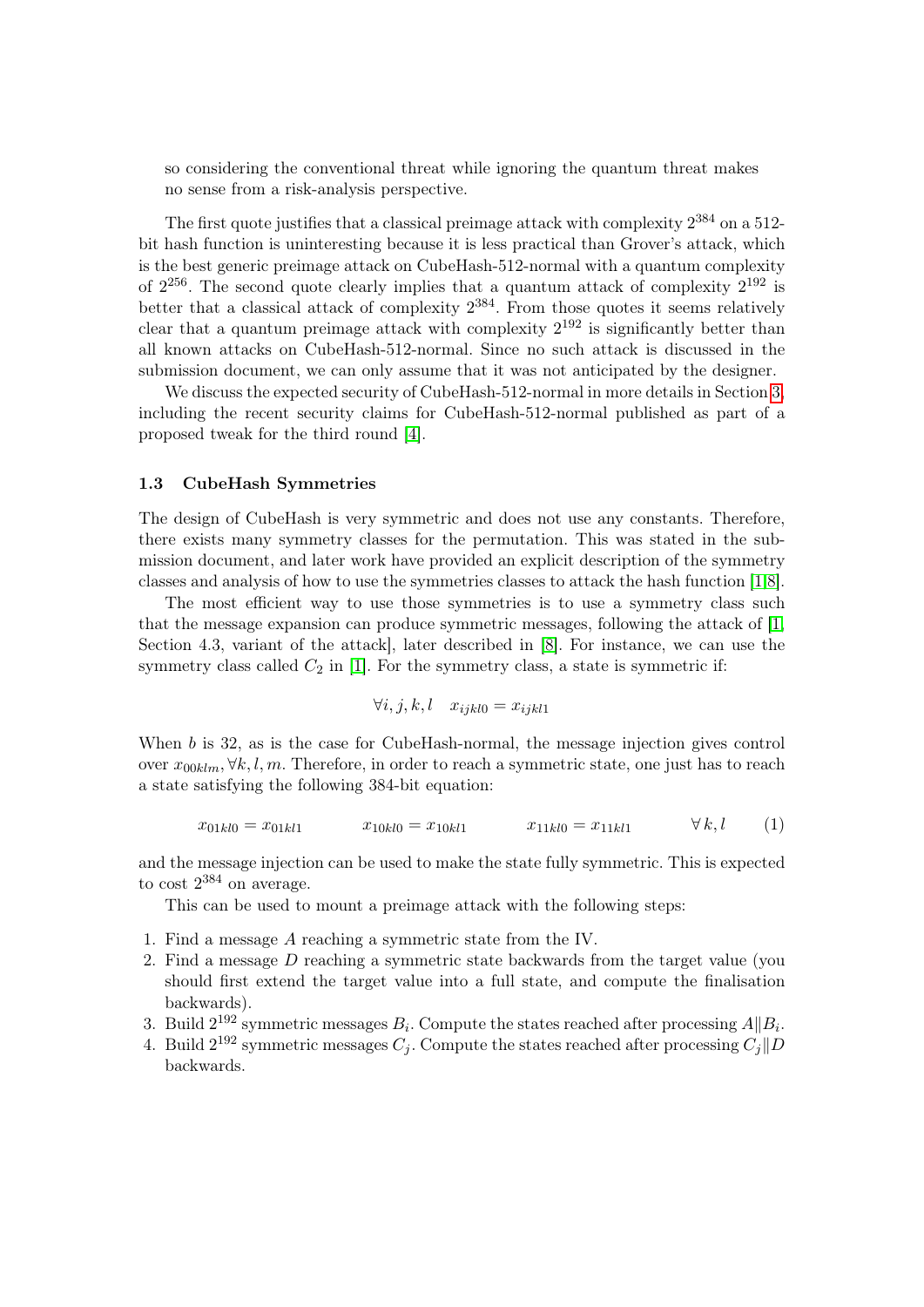so considering the conventional threat while ignoring the quantum threat makes no sense from a risk-analysis perspective.

The first quote justifies that a classical preimage attack with complexity $2^{384}$ on a 512-bit hash function is uninteresting because it is less practical than Grover's attack, which is the best generic preimage attack on CubeHash-512-normal with a quantum complexity of $2^{256}$. The second quote clearly implies that a quantum attack of complexity $2^{192}$ is better that a classical attack of complexity $2^{384}$. From those quotes it seems relatively clear that a quantum preimage attack with complexity $2^{192}$ is significantly better than all known attacks on CubeHash-512-normal. Since no such attack is discussed in the submission document, we can only assume that it was not anticipated by the designer.

We discuss the expected security of CubeHash-512-normal in more details in Section 3, including the recent security claims for CubeHash-512-normal published as part of a proposed tweak for the third round [4].

### 1.3 CubeHash Symmetries

The design of CubeHash is very symmetric and does not use any constants. Therefore, there exists many symmetry classes for the permutation. This was stated in the submission document, and later work have provided an explicit description of the symmetry classes and analysis of how to use the symmetries classes to attack the hash function [1,8].

The most efficient way to use those symmetries is to use a symmetry class such that the message expansion can produce symmetric messages, following the attack of [1, Section 4.3, variant of the attack], later described in [8]. For instance, we can use the symmetry class called $C_2$ in [1]. For the symmetry class, a state is symmetric if:

$$\forall i, j, k, l \quad x_{ijkl0} = x_{ijkl1}$$

When $b$ is 32, as is the case for CubeHash-normal, the message injection gives control over $x_{00klm}, \forall k, l, m$. Therefore, in order to reach a symmetric state, one just has to reach a state satisfying the following 384-bit equation:

$$x_{01kl0} = x_{01kl1} \qquad x_{10kl0} = x_{10kl1} \qquad x_{11kl0} = x_{11kl1} \qquad \forall\, k, l \tag{1}$$

and the message injection can be used to make the state fully symmetric. This is expected to cost $2^{384}$ on average.

This can be used to mount a preimage attack with the following steps:

1. Find a message $A$ reaching a symmetric state from the IV.
2. Find a message $D$ reaching a symmetric state backwards from the target value (you should first extend the target value into a full state, and compute the finalisation backwards).
3. Build $2^{192}$ symmetric messages $B_i$. Compute the states reached after processing $A \| B_i$.
4. Build $2^{192}$ symmetric messages $C_j$. Compute the states reached after processing $C_j \| D$ backwards.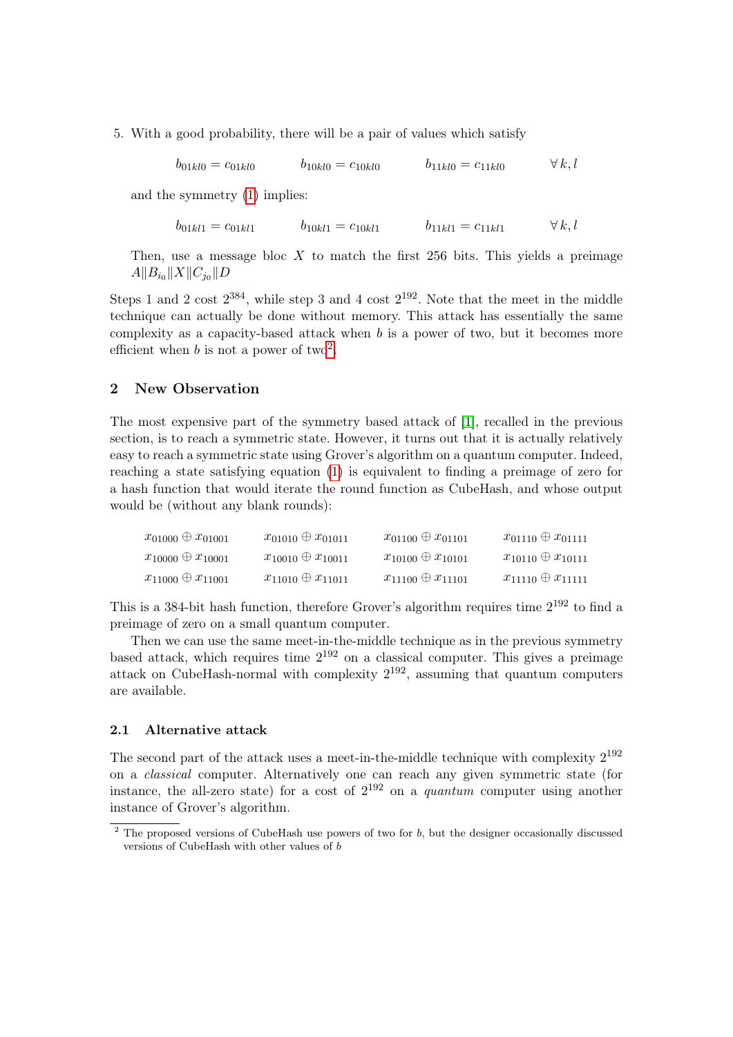5. With a good probability, there will be a pair of values which satisfy

   $$b_{01kl0} = c_{01kl0} \qquad b_{10kl0} = c_{10kl0} \qquad b_{11kl0} = c_{11kl0} \qquad \forall\, k,l$$

   and the symmetry (1) implies:

   $$b_{01kl1} = c_{01kl1} \qquad b_{10kl1} = c_{10kl1} \qquad b_{11kl1} = c_{11kl1} \qquad \forall\, k,l$$

   Then, use a message bloc $X$ to match the first 256 bits. This yields a preimage $A\|B_{i_0}\|X\|C_{j_0}\|D$

Steps 1 and 2 cost $2^{384}$, while step 3 and 4 cost $2^{192}$. Note that the meet in the middle technique can actually be done without memory. This attack has essentially the same complexity as a capacity-based attack when $b$ is a power of two, but it becomes more efficient when $b$ is not a power of two[2].

## 2 New Observation

The most expensive part of the symmetry based attack of [1], recalled in the previous section, is to reach a symmetric state. However, it turns out that it is actually relatively easy to reach a symmetric state using Grover's algorithm on a quantum computer. Indeed, reaching a state satisfying equation (1) is equivalent to finding a preimage of zero for a hash function that would iterate the round function as CubeHash, and whose output would be (without any blank rounds):

$$\begin{array}{llll}
x_{01000} \oplus x_{01001} & x_{01010} \oplus x_{01011} & x_{01100} \oplus x_{01101} & x_{01110} \oplus x_{01111} \\
x_{10000} \oplus x_{10001} & x_{10010} \oplus x_{10011} & x_{10100} \oplus x_{10101} & x_{10110} \oplus x_{10111} \\
x_{11000} \oplus x_{11001} & x_{11010} \oplus x_{11011} & x_{11100} \oplus x_{11101} & x_{11110} \oplus x_{11111}
\end{array}$$

This is a 384-bit hash function, therefore Grover's algorithm requires time $2^{192}$ to find a preimage of zero on a small quantum computer.

Then we can use the same meet-in-the-middle technique as in the previous symmetry based attack, which requires time $2^{192}$ on a classical computer. This gives a preimage attack on CubeHash-normal with complexity $2^{192}$, assuming that quantum computers are available.

### 2.1 Alternative attack

The second part of the attack uses a meet-in-the-middle technique with complexity $2^{192}$ on a *classical* computer. Alternatively one can reach any given symmetric state (for instance, the all-zero state) for a cost of $2^{192}$ on a *quantum* computer using another instance of Grover's algorithm.

[2] The proposed versions of CubeHash use powers of two for $b$, but the designer occasionally discussed versions of CubeHash with other values of $b$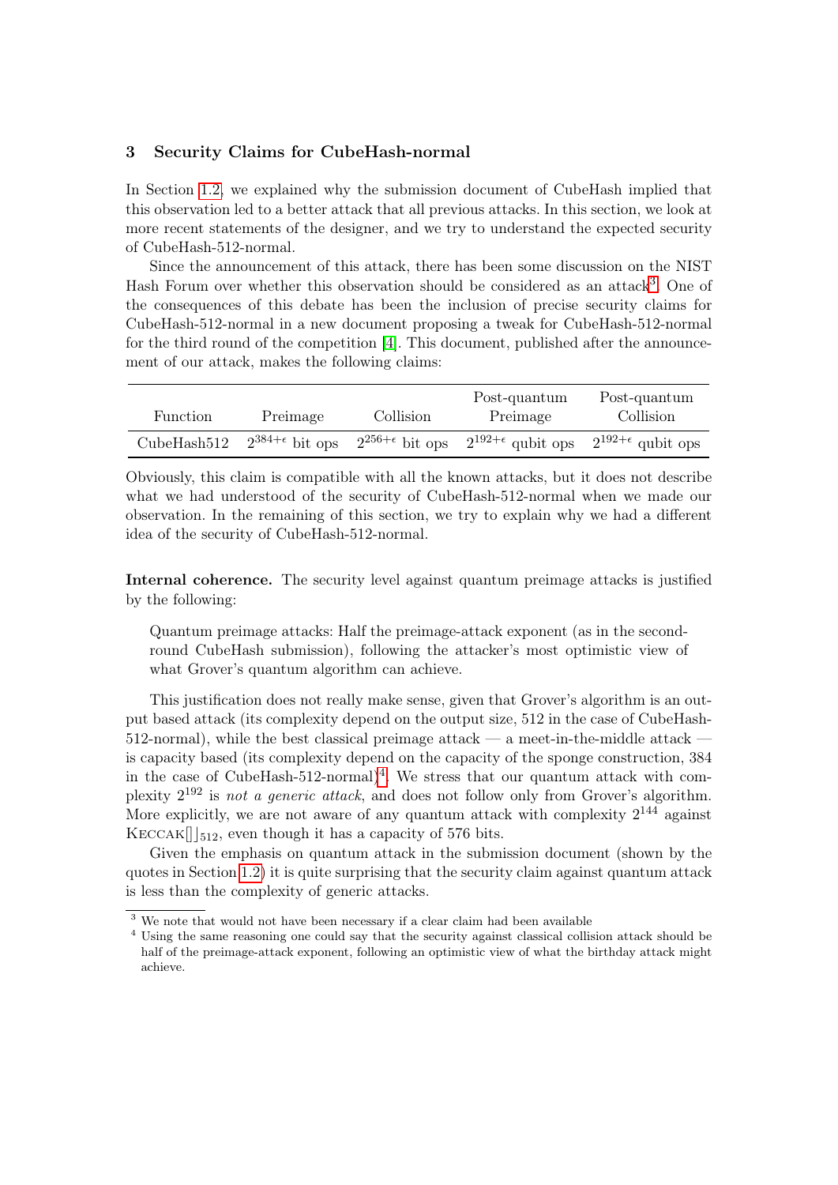## 3 Security Claims for CubeHash-normal

In Section 1.2, we explained why the submission document of CubeHash implied that this observation led to a better attack that all previous attacks. In this section, we look at more recent statements of the designer, and we try to understand the expected security of CubeHash-512-normal.

Since the announcement of this attack, there has been some discussion on the NIST Hash Forum over whether this observation should be considered as an attack[3]. One of the consequences of this debate has been the inclusion of precise security claims for CubeHash-512-normal in a new document proposing a tweak for CubeHash-512-normal for the third round of the competition [4]. This document, published after the announcement of our attack, makes the following claims:

| Function | Preimage | Collision | Post-quantum Preimage | Post-quantum Collision |
|---|---|---|---|---|
| CubeHash512 | $2^{384+\epsilon}$ bit ops | $2^{256+\epsilon}$ bit ops | $2^{192+\epsilon}$ qubit ops | $2^{192+\epsilon}$ qubit ops |

Obviously, this claim is compatible with all the known attacks, but it does not describe what we had understood of the security of CubeHash-512-normal when we made our observation. In the remaining of this section, we try to explain why we had a different idea of the security of CubeHash-512-normal.

**Internal coherence.** The security level against quantum preimage attacks is justified by the following:

> Quantum preimage attacks: Half the preimage-attack exponent (as in the second-round CubeHash submission), following the attacker's most optimistic view of what Grover's quantum algorithm can achieve.

This justification does not really make sense, given that Grover's algorithm is an output based attack (its complexity depend on the output size, 512 in the case of CubeHash-512-normal), while the best classical preimage attack — a meet-in-the-middle attack — is capacity based (its complexity depend on the capacity of the sponge construction, 384 in the case of CubeHash-512-normal)[4]. We stress that our quantum attack with complexity $2^{192}$ is *not a generic attack*, and does not follow only from Grover's algorithm. More explicitly, we are not aware of any quantum attack with complexity $2^{144}$ against $\text{KECCAK}[]\rfloor_{512}$, even though it has a capacity of 576 bits.

Given the emphasis on quantum attack in the submission document (shown by the quotes in Section 1.2) it is quite surprising that the security claim against quantum attack is less than the complexity of generic attacks.

---

[3] We note that would not have been necessary if a clear claim had been available

[4] Using the same reasoning one could say that the security against classical collision attack should be half of the preimage-attack exponent, following an optimistic view of what the birthday attack might achieve.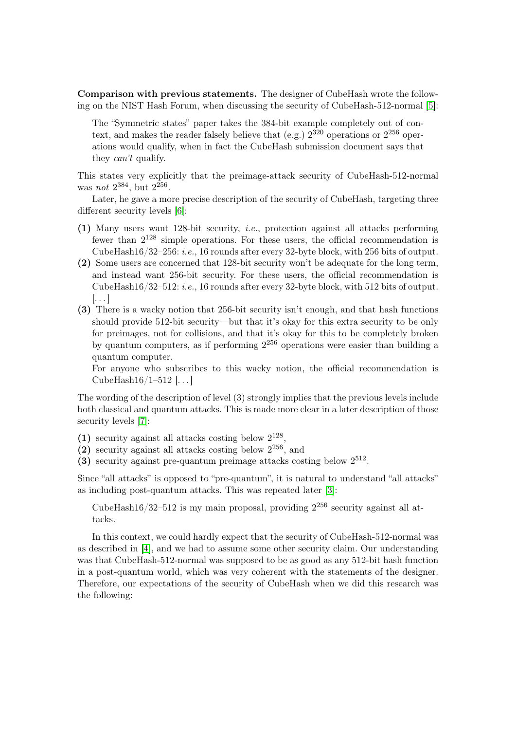**Comparison with previous statements.** The designer of CubeHash wrote the following on the NIST Hash Forum, when discussing the security of CubeHash-512-normal [5]:

> The "Symmetric states" paper takes the 384-bit example completely out of context, and makes the reader falsely believe that (e.g.) $2^{320}$ operations or $2^{256}$ operations would qualify, when in fact the CubeHash submission document says that they *can't* qualify.

This states very explicitly that the preimage-attack security of CubeHash-512-normal was *not* $2^{384}$, but $2^{256}$.

Later, he gave a more precise description of the security of CubeHash, targeting three different security levels [6]:

> **(1)** Many users want 128-bit security, *i.e.*, protection against all attacks performing fewer than $2^{128}$ simple operations. For these users, the official recommendation is CubeHash16/32–256: *i.e.*, 16 rounds after every 32-byte block, with 256 bits of output.
>
> **(2)** Some users are concerned that 128-bit security won't be adequate for the long term, and instead want 256-bit security. For these users, the official recommendation is CubeHash16/32–512: *i.e.*, 16 rounds after every 32-byte block, with 512 bits of output. [...]
>
> **(3)** There is a wacky notion that 256-bit security isn't enough, and that hash functions should provide 512-bit security—but that it's okay for this extra security to be only for preimages, not for collisions, and that it's okay for this to be completely broken by quantum computers, as if performing $2^{256}$ operations were easier than building a quantum computer.
>
> For anyone who subscribes to this wacky notion, the official recommendation is CubeHash16/1–512 [...]

The wording of the description of level (3) strongly implies that the previous levels include both classical and quantum attacks. This is made more clear in a later description of those security levels [7]:

- **(1)** security against all attacks costing below $2^{128}$,
- **(2)** security against all attacks costing below $2^{256}$, and
- **(3)** security against pre-quantum preimage attacks costing below $2^{512}$.

Since "all attacks" is opposed to "pre-quantum", it is natural to understand "all attacks" as including post-quantum attacks. This was repeated later [3]:

> CubeHash16/32–512 is my main proposal, providing $2^{256}$ security against all attacks.

In this context, we could hardly expect that the security of CubeHash-512-normal was as described in [4], and we had to assume some other security claim. Our understanding was that CubeHash-512-normal was supposed to be as good as any 512-bit hash function in a post-quantum world, which was very coherent with the statements of the designer. Therefore, our expectations of the security of CubeHash when we did this research was the following: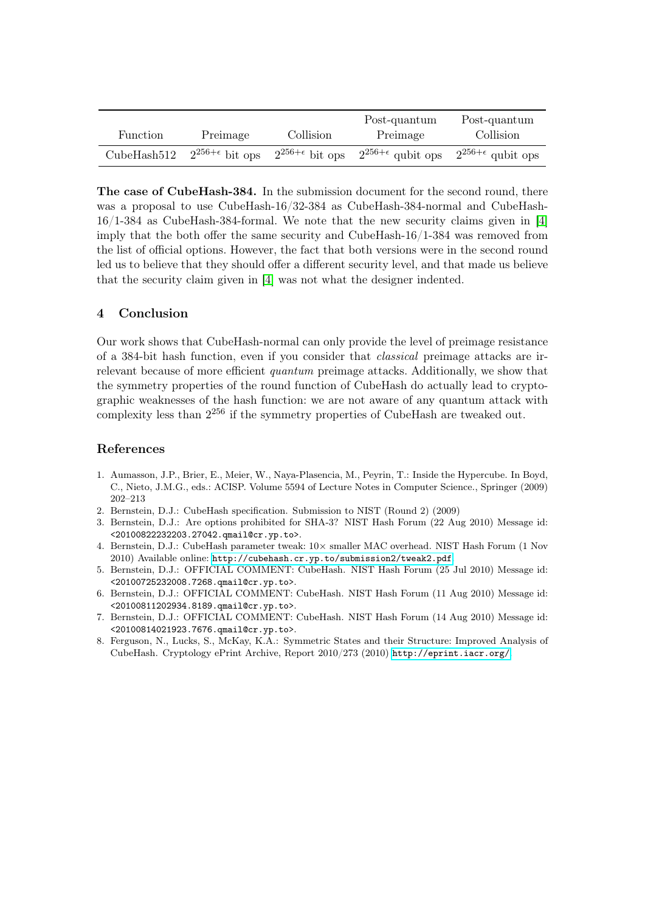| Function | Preimage | Collision | Post-quantum Preimage | Post-quantum Collision |
|---|---|---|---|---|
| CubeHash512 | $2^{256+\epsilon}$ bit ops | $2^{256+\epsilon}$ bit ops | $2^{256+\epsilon}$ qubit ops | $2^{256+\epsilon}$ qubit ops |

**The case of CubeHash-384.** In the submission document for the second round, there was a proposal to use CubeHash-16/32-384 as CubeHash-384-normal and CubeHash-16/1-384 as CubeHash-384-formal. We note that the new security claims given in [4] imply that the both offer the same security and CubeHash-16/1-384 was removed from the list of official options. However, the fact that both versions were in the second round led us to believe that they should offer a different security level, and that made us believe that the security claim given in [4] was not what the designer indented.

## 4 Conclusion

Our work shows that CubeHash-normal can only provide the level of preimage resistance of a 384-bit hash function, even if you consider that *classical* preimage attacks are irrelevant because of more efficient *quantum* preimage attacks. Additionally, we show that the symmetry properties of the round function of CubeHash do actually lead to cryptographic weaknesses of the hash function: we are not aware of any quantum attack with complexity less than $2^{256}$ if the symmetry properties of CubeHash are tweaked out.

## References

1. Aumasson, J.P., Brier, E., Meier, W., Naya-Plasencia, M., Peyrin, T.: Inside the Hypercube. In Boyd, C., Nieto, J.M.G., eds.: ACISP. Volume 5594 of Lecture Notes in Computer Science., Springer (2009) 202–213
2. Bernstein, D.J.: CubeHash specification. Submission to NIST (Round 2) (2009)
3. Bernstein, D.J.: Are options prohibited for SHA-3? NIST Hash Forum (22 Aug 2010) Message id: <20100822232203.27042.qmail@cr.yp.to>.
4. Bernstein, D.J.: CubeHash parameter tweak: 10× smaller MAC overhead. NIST Hash Forum (1 Nov 2010) Available online: http://cubehash.cr.yp.to/submission2/tweak2.pdf
5. Bernstein, D.J.: OFFICIAL COMMENT: CubeHash. NIST Hash Forum (25 Jul 2010) Message id: <20100725232008.7268.qmail@cr.yp.to>.
6. Bernstein, D.J.: OFFICIAL COMMENT: CubeHash. NIST Hash Forum (11 Aug 2010) Message id: <20100811202934.8189.qmail@cr.yp.to>.
7. Bernstein, D.J.: OFFICIAL COMMENT: CubeHash. NIST Hash Forum (14 Aug 2010) Message id: <20100814021923.7676.qmail@cr.yp.to>.
8. Ferguson, N., Lucks, S., McKay, K.A.: Symmetric States and their Structure: Improved Analysis of CubeHash. Cryptology ePrint Archive, Report 2010/273 (2010) http://eprint.iacr.org/